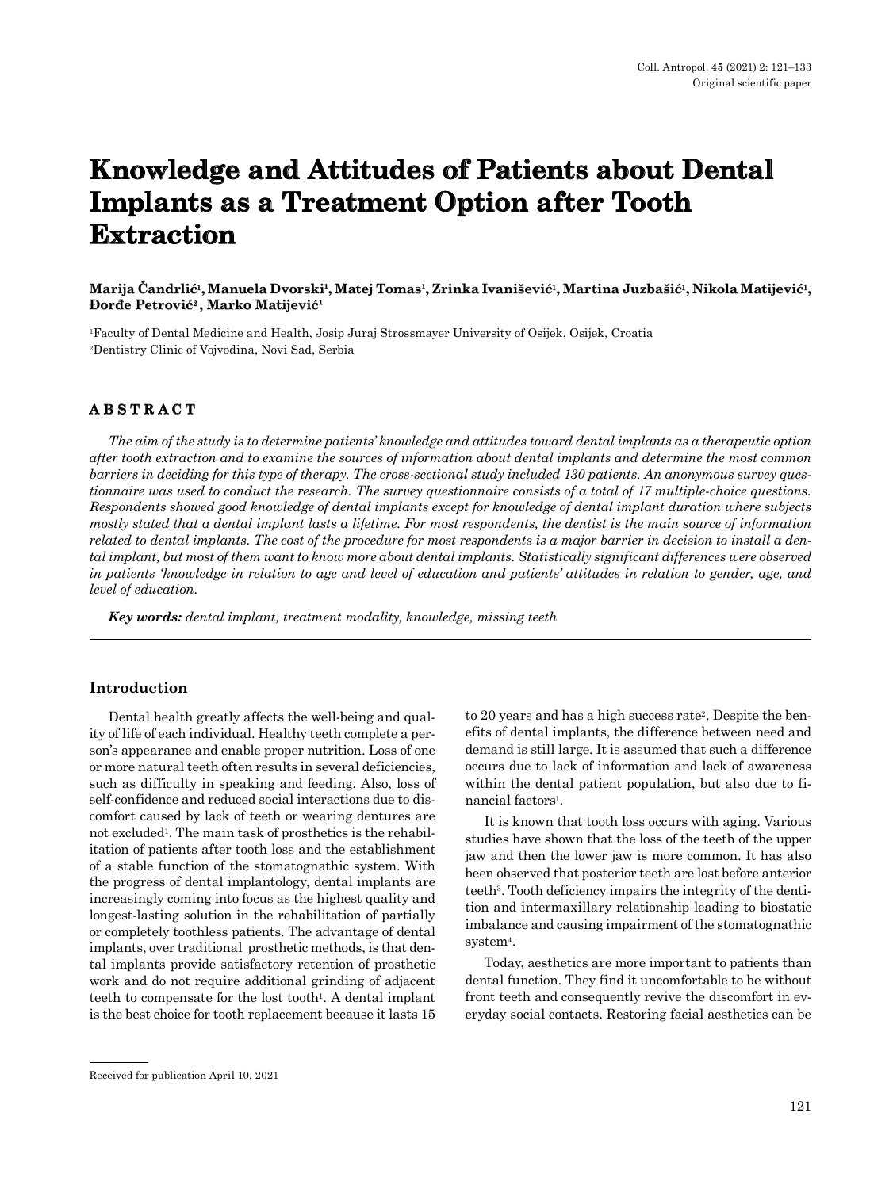# Knowledge and Attitudes of Patients about Dental Implants as a Treatment Option after Tooth Extraction

**Marija Čandrlić[1], Manuela Dvorski[1], Matej Tomas[1], Zrinka Ivanišević[1], Martina Juzbašić[1], Nikola Matijević[1], Đorđe Petrović[2], Marko Matijević[1]**

[1]Faculty of Dental Medicine and Health, Josip Juraj Strossmayer University of Osijek, Osijek, Croatia
[2]Dentistry Clinic of Vojvodina, Novi Sad, Serbia

## ABSTRACT

*The aim of the study is to determine patients' knowledge and attitudes toward dental implants as a therapeutic option after tooth extraction and to examine the sources of information about dental implants and determine the most common barriers in deciding for this type of therapy. The cross-sectional study included 130 patients. An anonymous survey questionnaire was used to conduct the research. The survey questionnaire consists of a total of 17 multiple-choice questions. Respondents showed good knowledge of dental implants except for knowledge of dental implant duration where subjects mostly stated that a dental implant lasts a lifetime. For most respondents, the dentist is the main source of information related to dental implants. The cost of the procedure for most respondents is a major barrier in decision to install a dental implant, but most of them want to know more about dental implants. Statistically significant differences were observed in patients 'knowledge in relation to age and level of education and patients' attitudes in relation to gender, age, and level of education.*

***Key words:*** *dental implant, treatment modality, knowledge, missing teeth*

## Introduction

Dental health greatly affects the well-being and quality of life of each individual. Healthy teeth complete a person's appearance and enable proper nutrition. Loss of one or more natural teeth often results in several deficiencies, such as difficulty in speaking and feeding. Also, loss of self-confidence and reduced social interactions due to discomfort caused by lack of teeth or wearing dentures are not excluded[1]. The main task of prosthetics is the rehabilitation of patients after tooth loss and the establishment of a stable function of the stomatognathic system. With the progress of dental implantology, dental implants are increasingly coming into focus as the highest quality and longest-lasting solution in the rehabilitation of partially or completely toothless patients. The advantage of dental implants, over traditional prosthetic methods, is that dental implants provide satisfactory retention of prosthetic work and do not require additional grinding of adjacent teeth to compensate for the lost tooth[1]. A dental implant is the best choice for tooth replacement because it lasts 15 to 20 years and has a high success rate[2]. Despite the benefits of dental implants, the difference between need and demand is still large. It is assumed that such a difference occurs due to lack of information and lack of awareness within the dental patient population, but also due to financial factors[1].

It is known that tooth loss occurs with aging. Various studies have shown that the loss of the teeth of the upper jaw and then the lower jaw is more common. It has also been observed that posterior teeth are lost before anterior teeth[3]. Tooth deficiency impairs the integrity of the dentition and intermaxillary relationship leading to biostatic imbalance and causing impairment of the stomatognathic system[4].

Today, aesthetics are more important to patients than dental function. They find it uncomfortable to be without front teeth and consequently revive the discomfort in everyday social contacts. Restoring facial aesthetics can be

Received for publication April 10, 2021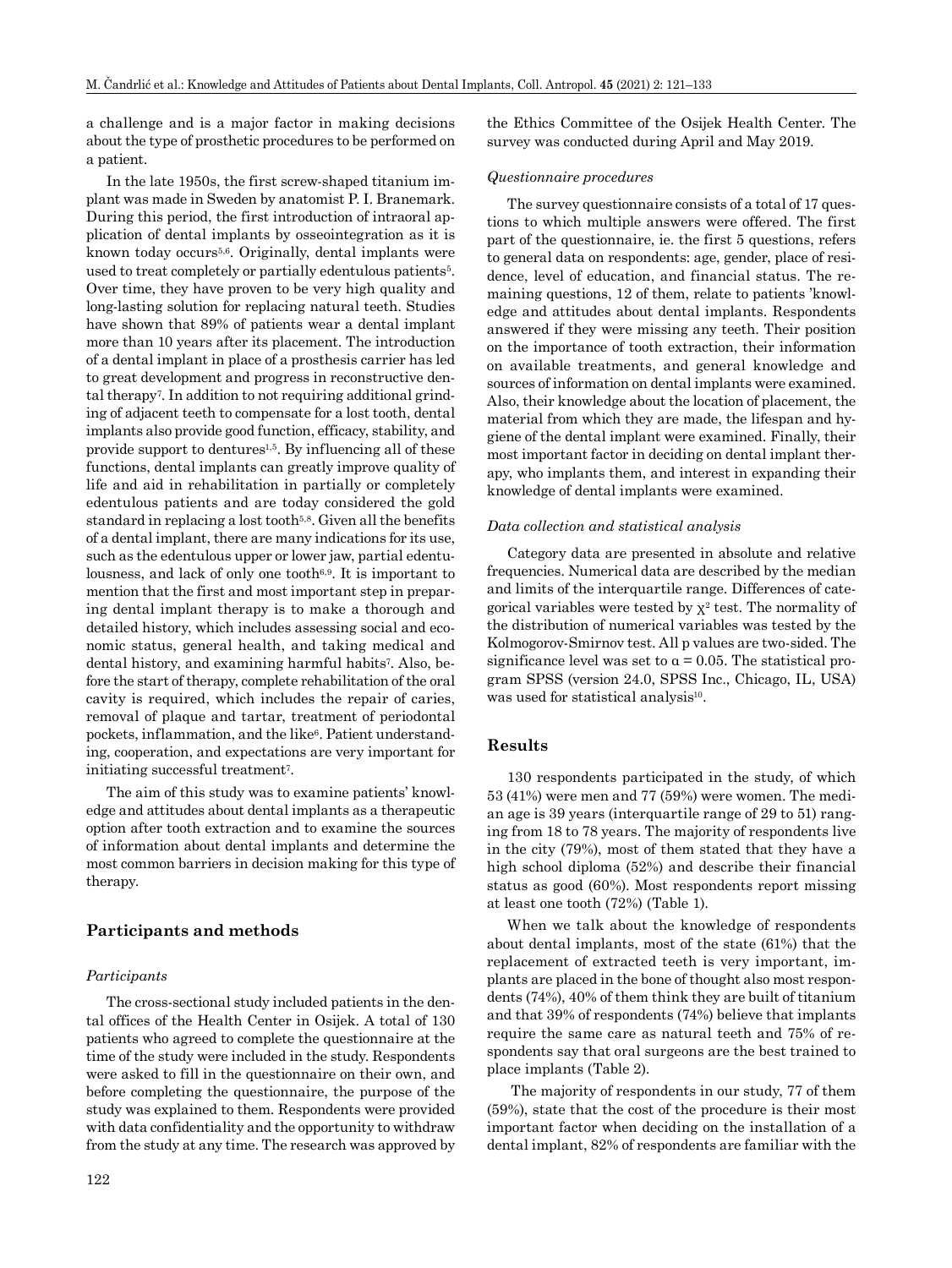a challenge and is a major factor in making decisions about the type of prosthetic procedures to be performed on a patient.

In the late 1950s, the first screw-shaped titanium implant was made in Sweden by anatomist P. I. Branemark. During this period, the first introduction of intraoral application of dental implants by osseointegration as it is known today occurs[5,6]. Originally, dental implants were used to treat completely or partially edentulous patients[5]. Over time, they have proven to be very high quality and long-lasting solution for replacing natural teeth. Studies have shown that 89% of patients wear a dental implant more than 10 years after its placement. The introduction of a dental implant in place of a prosthesis carrier has led to great development and progress in reconstructive dental therapy[7]. In addition to not requiring additional grinding of adjacent teeth to compensate for a lost tooth, dental implants also provide good function, efficacy, stability, and provide support to dentures[1,5]. By influencing all of these functions, dental implants can greatly improve quality of life and aid in rehabilitation in partially or completely edentulous patients and are today considered the gold standard in replacing a lost tooth[5,8]. Given all the benefits of a dental implant, there are many indications for its use, such as the edentulous upper or lower jaw, partial edentulousness, and lack of only one tooth[6,9]. It is important to mention that the first and most important step in preparing dental implant therapy is to make a thorough and detailed history, which includes assessing social and economic status, general health, and taking medical and dental history, and examining harmful habits[7]. Also, before the start of therapy, complete rehabilitation of the oral cavity is required, which includes the repair of caries, removal of plaque and tartar, treatment of periodontal pockets, inflammation, and the like[6]. Patient understanding, cooperation, and expectations are very important for initiating successful treatment[7].

The aim of this study was to examine patients' knowledge and attitudes about dental implants as a therapeutic option after tooth extraction and to examine the sources of information about dental implants and determine the most common barriers in decision making for this type of therapy.

## Participants and methods

### *Participants*

The cross-sectional study included patients in the dental offices of the Health Center in Osijek. A total of 130 patients who agreed to complete the questionnaire at the time of the study were included in the study. Respondents were asked to fill in the questionnaire on their own, and before completing the questionnaire, the purpose of the study was explained to them. Respondents were provided with data confidentiality and the opportunity to withdraw from the study at any time. The research was approved by the Ethics Committee of the Osijek Health Center. The survey was conducted during April and May 2019.

### *Questionnaire procedures*

The survey questionnaire consists of a total of 17 questions to which multiple answers were offered. The first part of the questionnaire, ie. the first 5 questions, refers to general data on respondents: age, gender, place of residence, level of education, and financial status. The remaining questions, 12 of them, relate to patients 'knowledge and attitudes about dental implants. Respondents answered if they were missing any teeth. Their position on the importance of tooth extraction, their information on available treatments, and general knowledge and sources of information on dental implants were examined. Also, their knowledge about the location of placement, the material from which they are made, the lifespan and hygiene of the dental implant were examined. Finally, their most important factor in deciding on dental implant therapy, who implants them, and interest in expanding their knowledge of dental implants were examined.

### *Data collection and statistical analysis*

Category data are presented in absolute and relative frequencies. Numerical data are described by the median and limits of the interquartile range. Differences of categorical variables were tested by $\chi^2$ test. The normality of the distribution of numerical variables was tested by the Kolmogorov-Smirnov test. All p values are two-sided. The significance level was set to $\alpha = 0.05$. The statistical program SPSS (version 24.0, SPSS Inc., Chicago, IL, USA) was used for statistical analysis[10].

## Results

130 respondents participated in the study, of which 53 (41%) were men and 77 (59%) were women. The median age is 39 years (interquartile range of 29 to 51) ranging from 18 to 78 years. The majority of respondents live in the city (79%), most of them stated that they have a high school diploma (52%) and describe their financial status as good (60%). Most respondents report missing at least one tooth (72%) (Table 1).

When we talk about the knowledge of respondents about dental implants, most of the state (61%) that the replacement of extracted teeth is very important, implants are placed in the bone of thought also most respondents (74%), 40% of them think they are built of titanium and that 39% of respondents (74%) believe that implants require the same care as natural teeth and 75% of respondents say that oral surgeons are the best trained to place implants (Table 2).

The majority of respondents in our study, 77 of them (59%), state that the cost of the procedure is their most important factor when deciding on the installation of a dental implant, 82% of respondents are familiar with the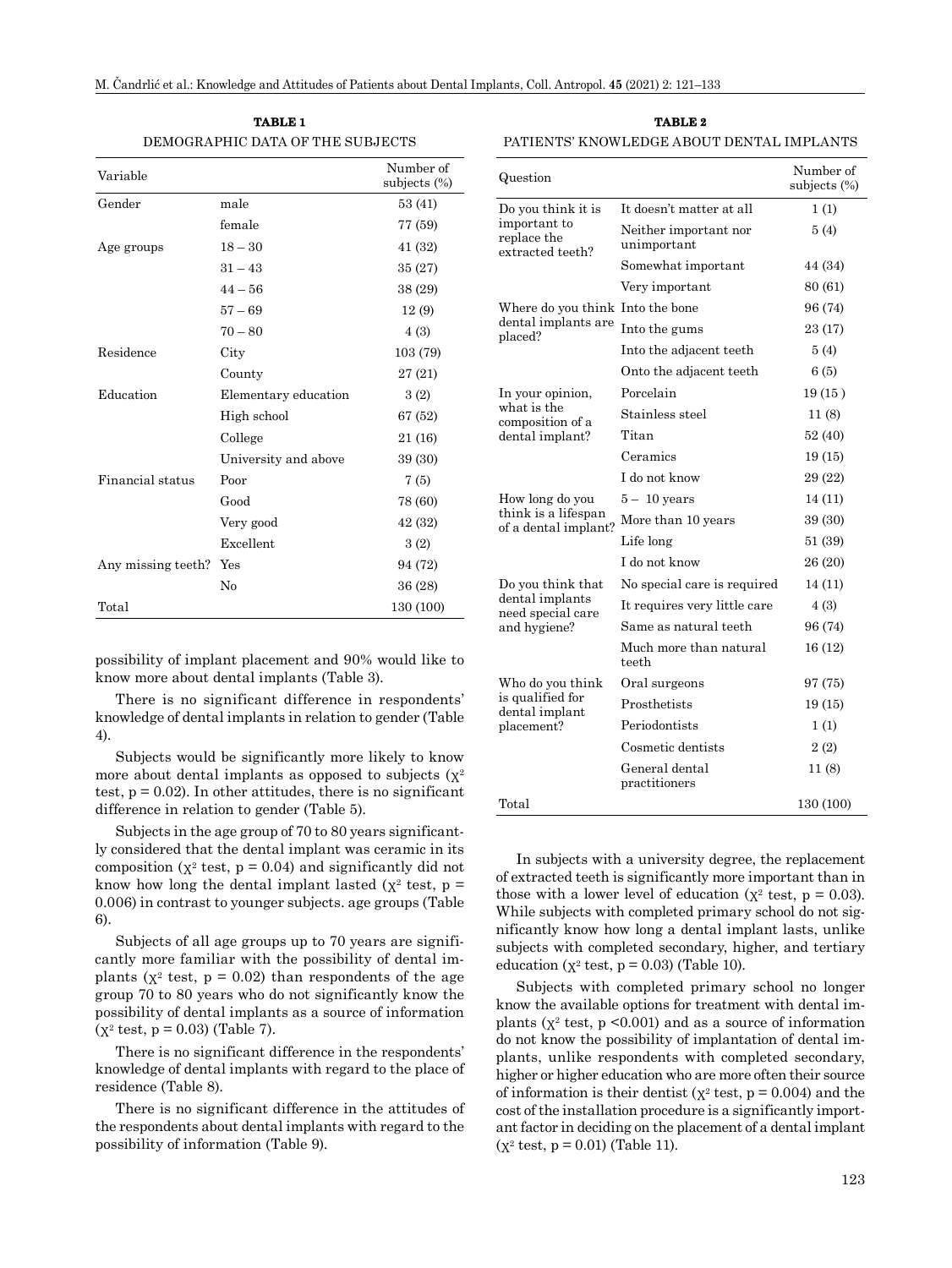**TABLE 1**
DEMOGRAPHIC DATA OF THE SUBJECTS

| Variable | | Number of subjects (%) |
|---|---|---|
| Gender | male | 53 (41) |
| | female | 77 (59) |
| Age groups | 18 – 30 | 41 (32) |
| | 31 – 43 | 35 (27) |
| | 44 – 56 | 38 (29) |
| | 57 – 69 | 12 (9) |
| | 70 – 80 | 4 (3) |
| Residence | City | 103 (79) |
| | County | 27 (21) |
| Education | Elementary education | 3 (2) |
| | High school | 67 (52) |
| | College | 21 (16) |
| | University and above | 39 (30) |
| Financial status | Poor | 7 (5) |
| | Good | 78 (60) |
| | Very good | 42 (32) |
| | Excellent | 3 (2) |
| Any missing teeth? | Yes | 94 (72) |
| | No | 36 (28) |
| Total | | 130 (100) |

possibility of implant placement and 90% would like to know more about dental implants (Table 3).

There is no significant difference in respondents' knowledge of dental implants in relation to gender (Table 4).

Subjects would be significantly more likely to know more about dental implants as opposed to subjects ($\chi^2$ test, $p = 0.02$). In other attitudes, there is no significant difference in relation to gender (Table 5).

Subjects in the age group of 70 to 80 years significantly considered that the dental implant was ceramic in its composition ($\chi^2$ test, $p = 0.04$) and significantly did not know how long the dental implant lasted ($\chi^2$ test, $p = 0.006$) in contrast to younger subjects. age groups (Table 6).

Subjects of all age groups up to 70 years are significantly more familiar with the possibility of dental implants ($\chi^2$ test, $p = 0.02$) than respondents of the age group 70 to 80 years who do not significantly know the possibility of dental implants as a source of information ($\chi^2$ test, $p = 0.03$) (Table 7).

There is no significant difference in the respondents' knowledge of dental implants with regard to the place of residence (Table 8).

There is no significant difference in the attitudes of the respondents about dental implants with regard to the possibility of information (Table 9).

**TABLE 2**
PATIENTS' KNOWLEDGE ABOUT DENTAL IMPLANTS

| Question | | Number of subjects (%) |
|---|---|---|
| Do you think it is important to replace the extracted teeth? | It doesn't matter at all | 1 (1) |
| | Neither important nor unimportant | 5 (4) |
| | Somewhat important | 44 (34) |
| | Very important | 80 (61) |
| Where do you think dental implants are placed? | Into the bone | 96 (74) |
| | Into the gums | 23 (17) |
| | Into the adjacent teeth | 5 (4) |
| | Onto the adjacent teeth | 6 (5) |
| In your opinion, what is the composition of a dental implant? | Porcelain | 19 (15 ) |
| | Stainless steel | 11 (8) |
| | Titan | 52 (40) |
| | Ceramics | 19 (15) |
| | I do not know | 29 (22) |
| How long do you think is a lifespan of a dental implant? | 5 – 10 years | 14 (11) |
| | More than 10 years | 39 (30) |
| | Life long | 51 (39) |
| | I do not know | 26 (20) |
| Do you think that dental implants need special care and hygiene? | No special care is required | 14 (11) |
| | It requires very little care | 4 (3) |
| | Same as natural teeth | 96 (74) |
| | Much more than natural teeth | 16 (12) |
| Who do you think is qualified for dental implant placement? | Oral surgeons | 97 (75) |
| | Prosthetists | 19 (15) |
| | Periodontists | 1 (1) |
| | Cosmetic dentists | 2 (2) |
| | General dental practitioners | 11 (8) |
| Total | | 130 (100) |

In subjects with a university degree, the replacement of extracted teeth is significantly more important than in those with a lower level of education ($\chi^2$ test, $p = 0.03$). While subjects with completed primary school do not significantly know how long a dental implant lasts, unlike subjects with completed secondary, higher, and tertiary education ($\chi^2$ test, $p = 0.03$) (Table 10).

Subjects with completed primary school no longer know the available options for treatment with dental implants ($\chi^2$ test, $p < 0.001$) and as a source of information do not know the possibility of implantation of dental implants, unlike respondents with completed secondary, higher or higher education who are more often their source of information is their dentist ($\chi^2$ test, $p = 0.004$) and the cost of the installation procedure is a significantly important factor in deciding on the placement of a dental implant ($\chi^2$ test, $p = 0.01$) (Table 11).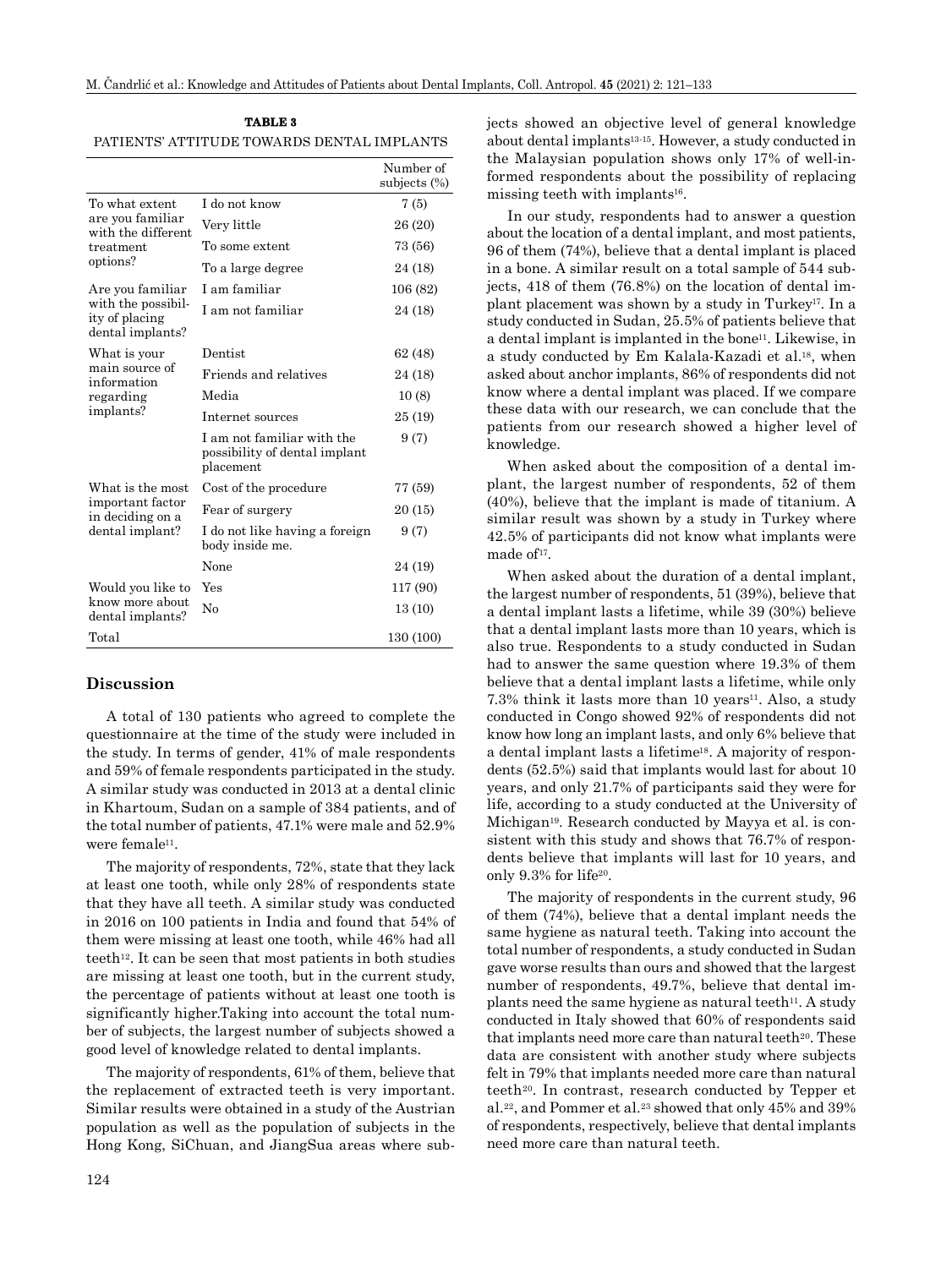**TABLE 3**

PATIENTS' ATTITUDE TOWARDS DENTAL IMPLANTS

| | | Number of subjects (%) |
|---|---|---|
| To what extent are you familiar with the different treatment options? | I do not know | 7 (5) |
| | Very little | 26 (20) |
| | To some extent | 73 (56) |
| | To a large degree | 24 (18) |
| Are you familiar with the possibility of placing dental implants? | I am familiar | 106 (82) |
| | I am not familiar | 24 (18) |
| What is your main source of information regarding implants? | Dentist | 62 (48) |
| | Friends and relatives | 24 (18) |
| | Media | 10 (8) |
| | Internet sources | 25 (19) |
| | I am not familiar with the possibility of dental implant placement | 9 (7) |
| What is the most important factor in deciding on a dental implant? | Cost of the procedure | 77 (59) |
| | Fear of surgery | 20 (15) |
| | I do not like having a foreign body inside me. | 9 (7) |
| | None | 24 (19) |
| Would you like to know more about dental implants? | Yes | 117 (90) |
| | No | 13 (10) |
| Total | | 130 (100) |

## Discussion

A total of 130 patients who agreed to complete the questionnaire at the time of the study were included in the study. In terms of gender, 41% of male respondents and 59% of female respondents participated in the study. A similar study was conducted in 2013 at a dental clinic in Khartoum, Sudan on a sample of 384 patients, and of the total number of patients, 47.1% were male and 52.9% were female[11].

The majority of respondents, 72%, state that they lack at least one tooth, while only 28% of respondents state that they have all teeth. A similar study was conducted in 2016 on 100 patients in India and found that 54% of them were missing at least one tooth, while 46% had all teeth[12]. It can be seen that most patients in both studies are missing at least one tooth, but in the current study, the percentage of patients without at least one tooth is significantly higher.Taking into account the total number of subjects, the largest number of subjects showed a good level of knowledge related to dental implants.

The majority of respondents, 61% of them, believe that the replacement of extracted teeth is very important. Similar results were obtained in a study of the Austrian population as well as the population of subjects in the Hong Kong, SiChuan, and JiangSua areas where subjects showed an objective level of general knowledge about dental implants[13-15]. However, a study conducted in the Malaysian population shows only 17% of well-informed respondents about the possibility of replacing missing teeth with implants[16].

In our study, respondents had to answer a question about the location of a dental implant, and most patients, 96 of them (74%), believe that a dental implant is placed in a bone. A similar result on a total sample of 544 subjects, 418 of them (76.8%) on the location of dental implant placement was shown by a study in Turkey[17]. In a study conducted in Sudan, 25.5% of patients believe that a dental implant is implanted in the bone[11]. Likewise, in a study conducted by Em Kalala-Kazadi et al.[18], when asked about anchor implants, 86% of respondents did not know where a dental implant was placed. If we compare these data with our research, we can conclude that the patients from our research showed a higher level of knowledge.

When asked about the composition of a dental implant, the largest number of respondents, 52 of them (40%), believe that the implant is made of titanium. A similar result was shown by a study in Turkey where 42.5% of participants did not know what implants were made of[17].

When asked about the duration of a dental implant, the largest number of respondents, 51 (39%), believe that a dental implant lasts a lifetime, while 39 (30%) believe that a dental implant lasts more than 10 years, which is also true. Respondents to a study conducted in Sudan had to answer the same question where 19.3% of them believe that a dental implant lasts a lifetime, while only 7.3% think it lasts more than 10 years[11]. Also, a study conducted in Congo showed 92% of respondents did not know how long an implant lasts, and only 6% believe that a dental implant lasts a lifetime[18]. A majority of respondents (52.5%) said that implants would last for about 10 years, and only 21.7% of participants said they were for life, according to a study conducted at the University of Michigan[19]. Research conducted by Mayya et al. is consistent with this study and shows that 76.7% of respondents believe that implants will last for 10 years, and only 9.3% for life[20].

The majority of respondents in the current study, 96 of them (74%), believe that a dental implant needs the same hygiene as natural teeth. Taking into account the total number of respondents, a study conducted in Sudan gave worse results than ours and showed that the largest number of respondents, 49.7%, believe that dental implants need the same hygiene as natural teeth[11]. A study conducted in Italy showed that 60% of respondents said that implants need more care than natural teeth[20]. These data are consistent with another study where subjects felt in 79% that implants needed more care than natural teeth[20]. In contrast, research conducted by Tepper et al.[22], and Pommer et al.[23] showed that only 45% and 39% of respondents, respectively, believe that dental implants need more care than natural teeth.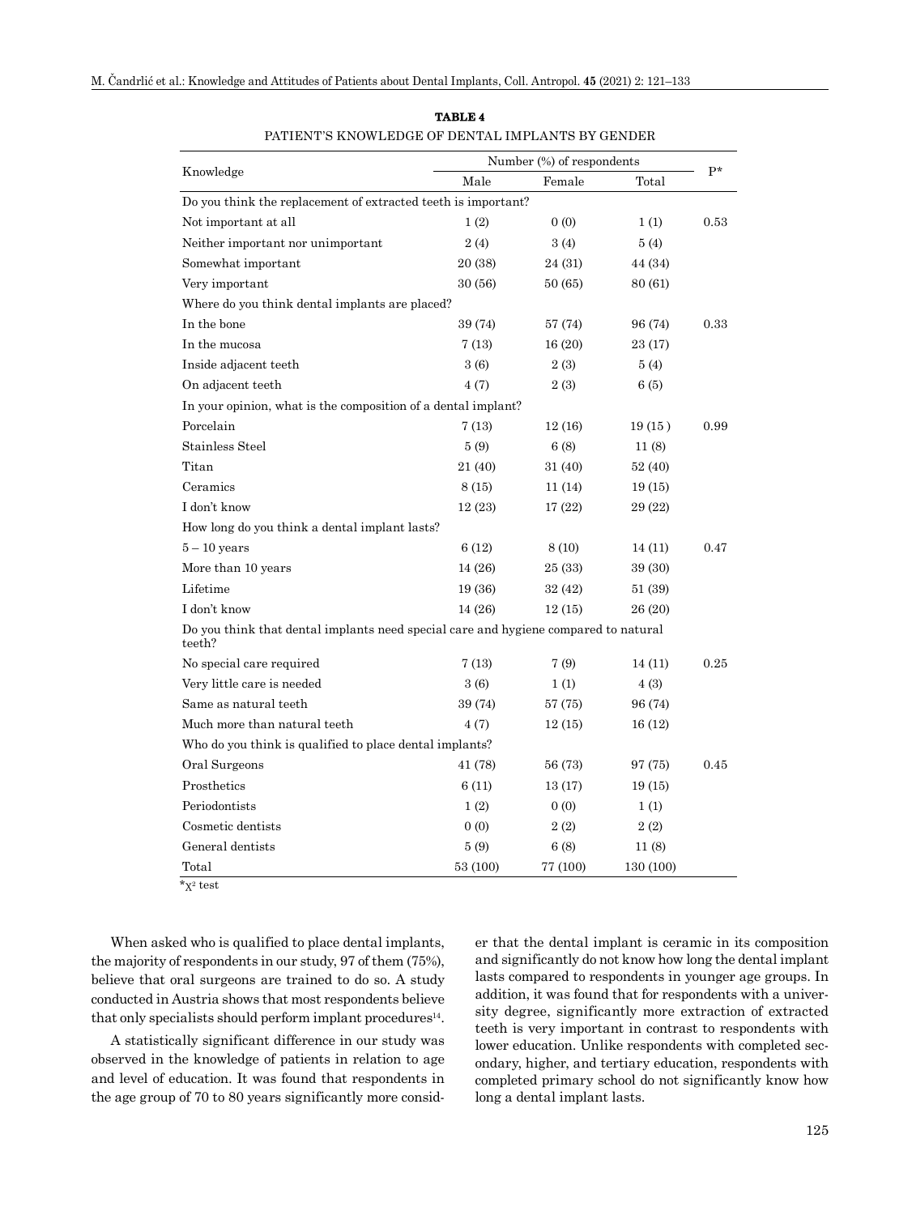**TABLE 4**

PATIENT'S KNOWLEDGE OF DENTAL IMPLANTS BY GENDER

| Knowledge | Number (%) of respondents | | | P* |
|---|---|---|---|---|
| | Male | Female | Total | |
| Do you think the replacement of extracted teeth is important? | | | | |
| Not important at all | 1 (2) | 0 (0) | 1 (1) | 0.53 |
| Neither important nor unimportant | 2 (4) | 3 (4) | 5 (4) | |
| Somewhat important | 20 (38) | 24 (31) | 44 (34) | |
| Very important | 30 (56) | 50 (65) | 80 (61) | |
| Where do you think dental implants are placed? | | | | |
| In the bone | 39 (74) | 57 (74) | 96 (74) | 0.33 |
| In the mucosa | 7 (13) | 16 (20) | 23 (17) | |
| Inside adjacent teeth | 3 (6) | 2 (3) | 5 (4) | |
| On adjacent teeth | 4 (7) | 2 (3) | 6 (5) | |
| In your opinion, what is the composition of a dental implant? | | | | |
| Porcelain | 7 (13) | 12 (16) | 19 (15 ) | 0.99 |
| Stainless Steel | 5 (9) | 6 (8) | 11 (8) | |
| Titan | 21 (40) | 31 (40) | 52 (40) | |
| Ceramics | 8 (15) | 11 (14) | 19 (15) | |
| I don't know | 12 (23) | 17 (22) | 29 (22) | |
| How long do you think a dental implant lasts? | | | | |
| 5 – 10 years | 6 (12) | 8 (10) | 14 (11) | 0.47 |
| More than 10 years | 14 (26) | 25 (33) | 39 (30) | |
| Lifetime | 19 (36) | 32 (42) | 51 (39) | |
| I don't know | 14 (26) | 12 (15) | 26 (20) | |
| Do you think that dental implants need special care and hygiene compared to natural teeth? | | | | |
| No special care required | 7 (13) | 7 (9) | 14 (11) | 0.25 |
| Very little care is needed | 3 (6) | 1 (1) | 4 (3) | |
| Same as natural teeth | 39 (74) | 57 (75) | 96 (74) | |
| Much more than natural teeth | 4 (7) | 12 (15) | 16 (12) | |
| Who do you think is qualified to place dental implants? | | | | |
| Oral Surgeons | 41 (78) | 56 (73) | 97 (75) | 0.45 |
| Prosthetics | 6 (11) | 13 (17) | 19 (15) | |
| Periodontists | 1 (2) | 0 (0) | 1 (1) | |
| Cosmetic dentists | 0 (0) | 2 (2) | 2 (2) | |
| General dentists | 5 (9) | 6 (8) | 11 (8) | |
| Total | 53 (100) | 77 (100) | 130 (100) | |

*$\chi^2$ test

When asked who is qualified to place dental implants, the majority of respondents in our study, 97 of them (75%), believe that oral surgeons are trained to do so. A study conducted in Austria shows that most respondents believe that only specialists should perform implant procedures[14].

A statistically significant difference in our study was observed in the knowledge of patients in relation to age and level of education. It was found that respondents in the age group of 70 to 80 years significantly more consider that the dental implant is ceramic in its composition and significantly do not know how long the dental implant lasts compared to respondents in younger age groups. In addition, it was found that for respondents with a university degree, significantly more extraction of extracted teeth is very important in contrast to respondents with lower education. Unlike respondents with completed secondary, higher, and tertiary education, respondents with completed primary school do not significantly know how long a dental implant lasts.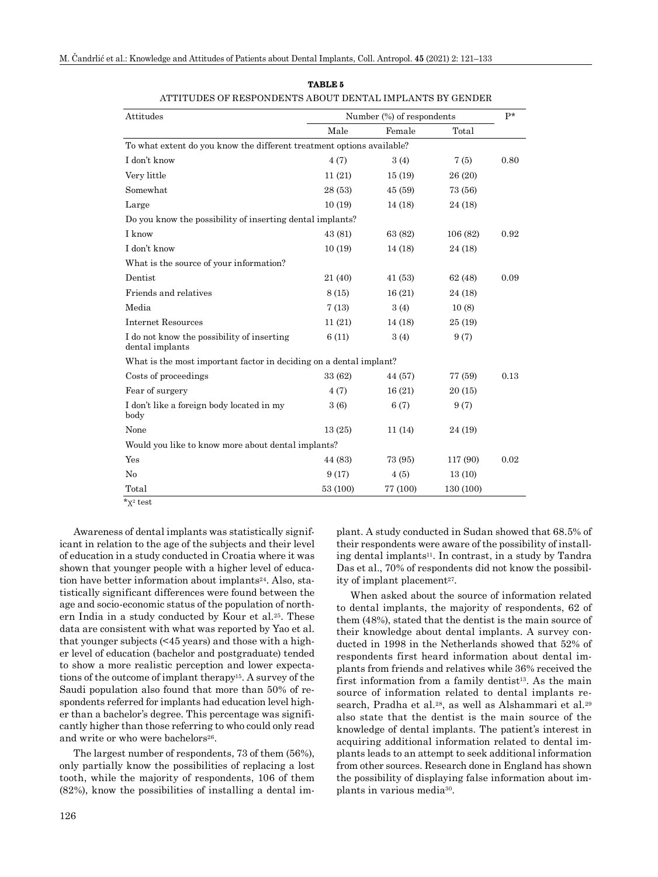**TABLE 5**

ATTITUDES OF RESPONDENTS ABOUT DENTAL IMPLANTS BY GENDER

| Attitudes | Number (%) of respondents | | | P* |
|---|---|---|---|---|
| | Male | Female | Total | |
| To what extent do you know the different treatment options available? | | | | |
| I don't know | 4 (7) | 3 (4) | 7 (5) | 0.80 |
| Very little | 11 (21) | 15 (19) | 26 (20) | |
| Somewhat | 28 (53) | 45 (59) | 73 (56) | |
| Large | 10 (19) | 14 (18) | 24 (18) | |
| Do you know the possibility of inserting dental implants? | | | | |
| I know | 43 (81) | 63 (82) | 106 (82) | 0.92 |
| I don't know | 10 (19) | 14 (18) | 24 (18) | |
| What is the source of your information? | | | | |
| Dentist | 21 (40) | 41 (53) | 62 (48) | 0.09 |
| Friends and relatives | 8 (15) | 16 (21) | 24 (18) | |
| Media | 7 (13) | 3 (4) | 10 (8) | |
| Internet Resources | 11 (21) | 14 (18) | 25 (19) | |
| I do not know the possibility of inserting dental implants | 6 (11) | 3 (4) | 9 (7) | |
| What is the most important factor in deciding on a dental implant? | | | | |
| Costs of proceedings | 33 (62) | 44 (57) | 77 (59) | 0.13 |
| Fear of surgery | 4 (7) | 16 (21) | 20 (15) | |
| I don't like a foreign body located in my body | 3 (6) | 6 (7) | 9 (7) | |
| None | 13 (25) | 11 (14) | 24 (19) | |
| Would you like to know more about dental implants? | | | | |
| Yes | 44 (83) | 73 (95) | 117 (90) | 0.02 |
| No | 9 (17) | 4 (5) | 13 (10) | |
| Total | 53 (100) | 77 (100) | 130 (100) | |

*$\chi^2$ test

Awareness of dental implants was statistically significant in relation to the age of the subjects and their level of education in a study conducted in Croatia where it was shown that younger people with a higher level of education have better information about implants[24]. Also, statistically significant differences were found between the age and socio-economic status of the population of northern India in a study conducted by Kour et al.[25]. These data are consistent with what was reported by Yao et al. that younger subjects (<45 years) and those with a higher level of education (bachelor and postgraduate) tended to show a more realistic perception and lower expectations of the outcome of implant therapy[15]. A survey of the Saudi population also found that more than 50% of respondents referred for implants had education level higher than a bachelor's degree. This percentage was significantly higher than those referring to who could only read and write or who were bachelors[26].

The largest number of respondents, 73 of them (56%), only partially know the possibilities of replacing a lost tooth, while the majority of respondents, 106 of them (82%), know the possibilities of installing a dental implant. A study conducted in Sudan showed that 68.5% of their respondents were aware of the possibility of installing dental implants[11]. In contrast, in a study by Tandra Das et al., 70% of respondents did not know the possibility of implant placement[27].

When asked about the source of information related to dental implants, the majority of respondents, 62 of them (48%), stated that the dentist is the main source of their knowledge about dental implants. A survey conducted in 1998 in the Netherlands showed that 52% of respondents first heard information about dental implants from friends and relatives while 36% received the first information from a family dentist[13]. As the main source of information related to dental implants research, Pradha et al.[28], as well as Alshammari et al.[29] also state that the dentist is the main source of the knowledge of dental implants. The patient's interest in acquiring additional information related to dental implants leads to an attempt to seek additional information from other sources. Research done in England has shown the possibility of displaying false information about implants in various media[30].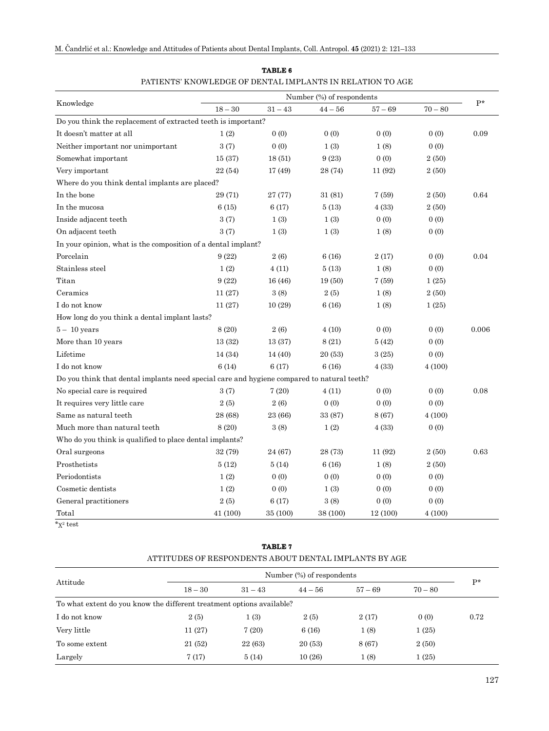**TABLE 6**

PATIENTS' KNOWLEDGE OF DENTAL IMPLANTS IN RELATION TO AGE

| Knowledge | Number (%) of respondents | | | | | P* |
|---|---|---|---|---|---|---|
| | 18 – 30 | 31 – 43 | 44 – 56 | 57 – 69 | 70 – 80 | |
| Do you think the replacement of extracted teeth is important? | | | | | | |
| It doesn't matter at all | 1 (2) | 0 (0) | 0 (0) | 0 (0) | 0 (0) | 0.09 |
| Neither important nor unimportant | 3 (7) | 0 (0) | 1 (3) | 1 (8) | 0 (0) | |
| Somewhat important | 15 (37) | 18 (51) | 9 (23) | 0 (0) | 2 (50) | |
| Very important | 22 (54) | 17 (49) | 28 (74) | 11 (92) | 2 (50) | |
| Where do you think dental implants are placed? | | | | | | |
| In the bone | 29 (71) | 27 (77) | 31 (81) | 7 (59) | 2 (50) | 0.64 |
| In the mucosa | 6 (15) | 6 (17) | 5 (13) | 4 (33) | 2 (50) | |
| Inside adjacent teeth | 3 (7) | 1 (3) | 1 (3) | 0 (0) | 0 (0) | |
| On adjacent teeth | 3 (7) | 1 (3) | 1 (3) | 1 (8) | 0 (0) | |
| In your opinion, what is the composition of a dental implant? | | | | | | |
| Porcelain | 9 (22) | 2 (6) | 6 (16) | 2 (17) | 0 (0) | 0.04 |
| Stainless steel | 1 (2) | 4 (11) | 5 (13) | 1 (8) | 0 (0) | |
| Titan | 9 (22) | 16 (46) | 19 (50) | 7 (59) | 1 (25) | |
| Ceramics | 11 (27) | 3 (8) | 2 (5) | 1 (8) | 2 (50) | |
| I do not know | 11 (27) | 10 (29) | 6 (16) | 1 (8) | 1 (25) | |
| How long do you think a dental implant lasts? | | | | | | |
| 5 – 10 years | 8 (20) | 2 (6) | 4 (10) | 0 (0) | 0 (0) | 0.006 |
| More than 10 years | 13 (32) | 13 (37) | 8 (21) | 5 (42) | 0 (0) | |
| Lifetime | 14 (34) | 14 (40) | 20 (53) | 3 (25) | 0 (0) | |
| I do not know | 6 (14) | 6 (17) | 6 (16) | 4 (33) | 4 (100) | |
| Do you think that dental implants need special care and hygiene compared to natural teeth? | | | | | | |
| No special care is required | 3 (7) | 7 (20) | 4 (11) | 0 (0) | 0 (0) | 0.08 |
| It requires very little care | 2 (5) | 2 (6) | 0 (0) | 0 (0) | 0 (0) | |
| Same as natural teeth | 28 (68) | 23 (66) | 33 (87) | 8 (67) | 4 (100) | |
| Much more than natural teeth | 8 (20) | 3 (8) | 1 (2) | 4 (33) | 0 (0) | |
| Who do you think is qualified to place dental implants? | | | | | | |
| Oral surgeons | 32 (79) | 24 (67) | 28 (73) | 11 (92) | 2 (50) | 0.63 |
| Prosthetists | 5 (12) | 5 (14) | 6 (16) | 1 (8) | 2 (50) | |
| Periodontists | 1 (2) | 0 (0) | 0 (0) | 0 (0) | 0 (0) | |
| Cosmetic dentists | 1 (2) | 0 (0) | 1 (3) | 0 (0) | 0 (0) | |
| General practitioners | 2 (5) | 6 (17) | 3 (8) | 0 (0) | 0 (0) | |
| Total | 41 (100) | 35 (100) | 38 (100) | 12 (100) | 4 (100) | |

*$\chi^2$ test

**TABLE 7**

ATTITUDES OF RESPONDENTS ABOUT DENTAL IMPLANTS BY AGE

| Attitude | Number (%) of respondents | | | | | P* |
|---|---|---|---|---|---|---|
| | 18 – 30 | 31 – 43 | 44 – 56 | 57 – 69 | 70 – 80 | |
| To what extent do you know the different treatment options available? | | | | | | |
| I do not know | 2 (5) | 1 (3) | 2 (5) | 2 (17) | 0 (0) | 0.72 |
| Very little | 11 (27) | 7 (20) | 6 (16) | 1 (8) | 1 (25) | |
| To some extent | 21 (52) | 22 (63) | 20 (53) | 8 (67) | 2 (50) | |
| Largely | 7 (17) | 5 (14) | 10 (26) | 1 (8) | 1 (25) | |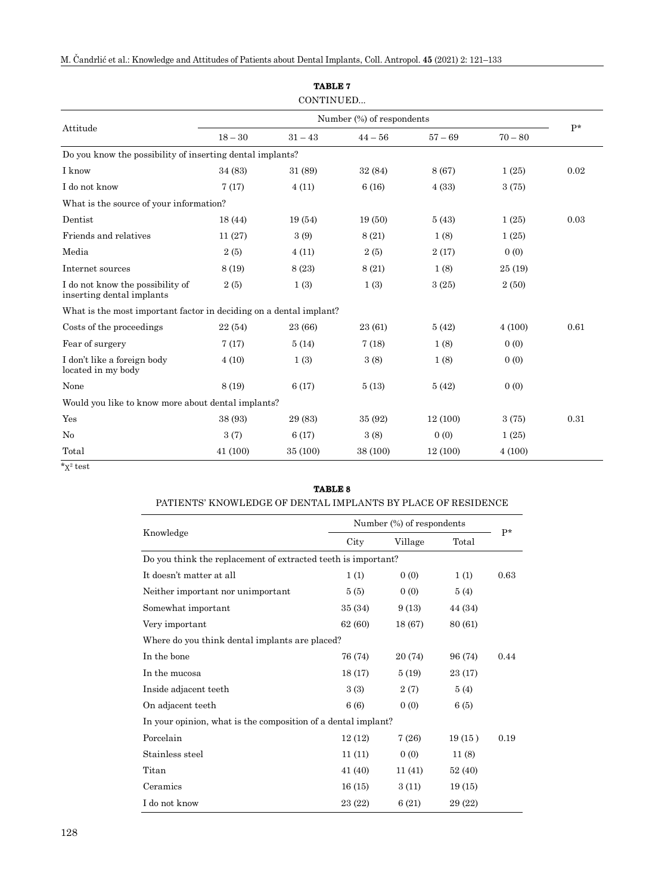**TABLE 7**

CONTINUED...

| Attitude | Number (%) of respondents | | | | | P* |
|---|---|---|---|---|---|---|
| | 18 – 30 | 31 – 43 | 44 – 56 | 57 – 69 | 70 – 80 | |
| Do you know the possibility of inserting dental implants? | | | | | | |
| I know | 34 (83) | 31 (89) | 32 (84) | 8 (67) | 1 (25) | 0.02 |
| I do not know | 7 (17) | 4 (11) | 6 (16) | 4 (33) | 3 (75) | |
| What is the source of your information? | | | | | | |
| Dentist | 18 (44) | 19 (54) | 19 (50) | 5 (43) | 1 (25) | 0.03 |
| Friends and relatives | 11 (27) | 3 (9) | 8 (21) | 1 (8) | 1 (25) | |
| Media | 2 (5) | 4 (11) | 2 (5) | 2 (17) | 0 (0) | |
| Internet sources | 8 (19) | 8 (23) | 8 (21) | 1 (8) | 25 (19) | |
| I do not know the possibility of inserting dental implants | 2 (5) | 1 (3) | 1 (3) | 3 (25) | 2 (50) | |
| What is the most important factor in deciding on a dental implant? | | | | | | |
| Costs of the proceedings | 22 (54) | 23 (66) | 23 (61) | 5 (42) | 4 (100) | 0.61 |
| Fear of surgery | 7 (17) | 5 (14) | 7 (18) | 1 (8) | 0 (0) | |
| I don't like a foreign body located in my body | 4 (10) | 1 (3) | 3 (8) | 1 (8) | 0 (0) | |
| None | 8 (19) | 6 (17) | 5 (13) | 5 (42) | 0 (0) | |
| Would you like to know more about dental implants? | | | | | | |
| Yes | 38 (93) | 29 (83) | 35 (92) | 12 (100) | 3 (75) | 0.31 |
| No | 3 (7) | 6 (17) | 3 (8) | 0 (0) | 1 (25) | |
| Total | 41 (100) | 35 (100) | 38 (100) | 12 (100) | 4 (100) | |

*$\chi^2$ test

**TABLE 8**

PATIENTS' KNOWLEDGE OF DENTAL IMPLANTS BY PLACE OF RESIDENCE

| Knowledge | Number (%) of respondents | | | P* |
|---|---|---|---|---|
| | City | Village | Total | |
| Do you think the replacement of extracted teeth is important? | | | | |
| It doesn't matter at all | 1 (1) | 0 (0) | 1 (1) | 0.63 |
| Neither important nor unimportant | 5 (5) | 0 (0) | 5 (4) | |
| Somewhat important | 35 (34) | 9 (13) | 44 (34) | |
| Very important | 62 (60) | 18 (67) | 80 (61) | |
| Where do you think dental implants are placed? | | | | |
| In the bone | 76 (74) | 20 (74) | 96 (74) | 0.44 |
| In the mucosa | 18 (17) | 5 (19) | 23 (17) | |
| Inside adjacent teeth | 3 (3) | 2 (7) | 5 (4) | |
| On adjacent teeth | 6 (6) | 0 (0) | 6 (5) | |
| In your opinion, what is the composition of a dental implant? | | | | |
| Porcelain | 12 (12) | 7 (26) | 19 (15 ) | 0.19 |
| Stainless steel | 11 (11) | 0 (0) | 11 (8) | |
| Titan | 41 (40) | 11 (41) | 52 (40) | |
| Ceramics | 16 (15) | 3 (11) | 19 (15) | |
| I do not know | 23 (22) | 6 (21) | 29 (22) | |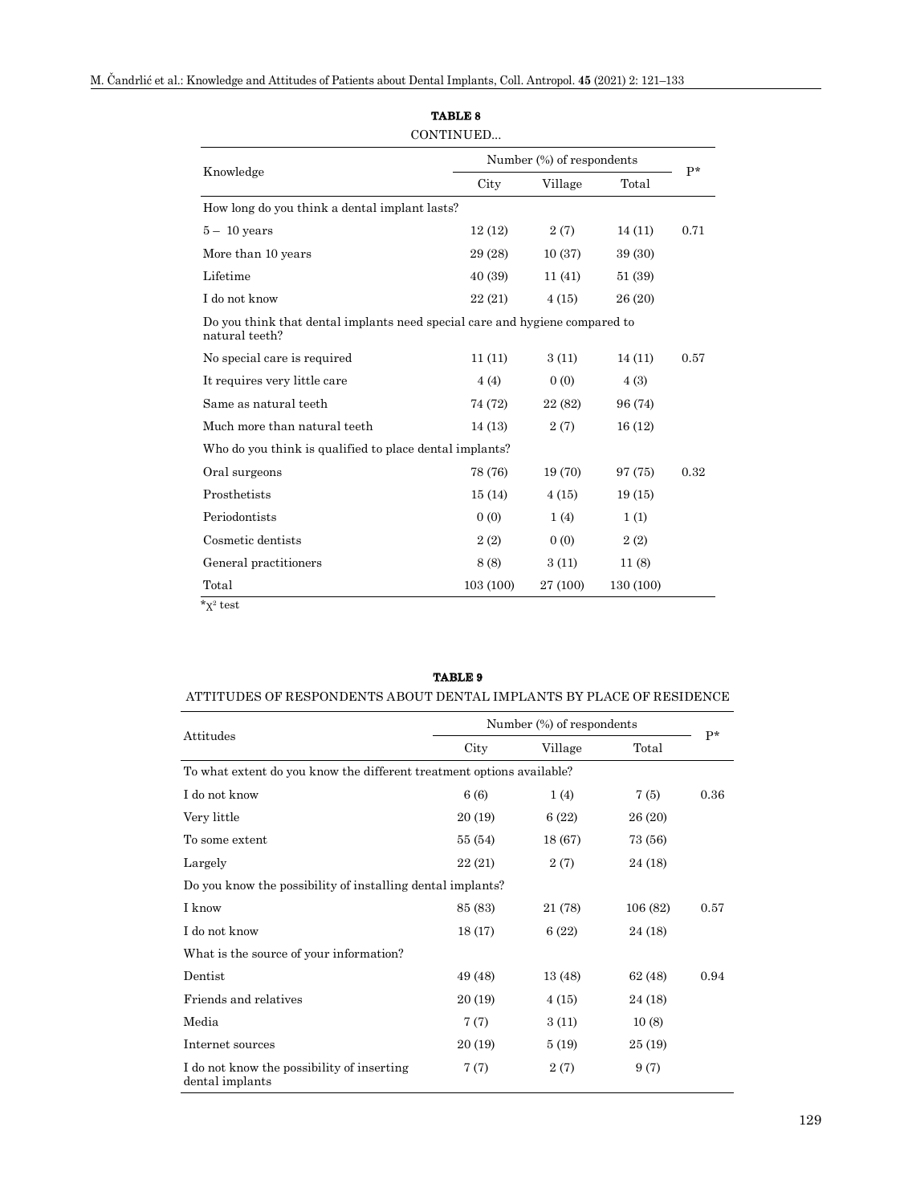**TABLE 8**

CONTINUED...

| Knowledge | Number (%) of respondents | | | P* |
|---|---|---|---|---|
| | City | Village | Total | |
| How long do you think a dental implant lasts? | | | | |
| 5 – 10 years | 12 (12) | 2 (7) | 14 (11) | 0.71 |
| More than 10 years | 29 (28) | 10 (37) | 39 (30) | |
| Lifetime | 40 (39) | 11 (41) | 51 (39) | |
| I do not know | 22 (21) | 4 (15) | 26 (20) | |
| Do you think that dental implants need special care and hygiene compared to natural teeth? | | | | |
| No special care is required | 11 (11) | 3 (11) | 14 (11) | 0.57 |
| It requires very little care | 4 (4) | 0 (0) | 4 (3) | |
| Same as natural teeth | 74 (72) | 22 (82) | 96 (74) | |
| Much more than natural teeth | 14 (13) | 2 (7) | 16 (12) | |
| Who do you think is qualified to place dental implants? | | | | |
| Oral surgeons | 78 (76) | 19 (70) | 97 (75) | 0.32 |
| Prosthetists | 15 (14) | 4 (15) | 19 (15) | |
| Periodontists | 0 (0) | 1 (4) | 1 (1) | |
| Cosmetic dentists | 2 (2) | 0 (0) | 2 (2) | |
| General practitioners | 8 (8) | 3 (11) | 11 (8) | |
| Total | 103 (100) | 27 (100) | 130 (100) | |

*$\chi^2$ test

**TABLE 9**

ATTITUDES OF RESPONDENTS ABOUT DENTAL IMPLANTS BY PLACE OF RESIDENCE

| Attitudes | Number (%) of respondents | | | P* |
|---|---|---|---|---|
| | City | Village | Total | |
| To what extent do you know the different treatment options available? | | | | |
| I do not know | 6 (6) | 1 (4) | 7 (5) | 0.36 |
| Very little | 20 (19) | 6 (22) | 26 (20) | |
| To some extent | 55 (54) | 18 (67) | 73 (56) | |
| Largely | 22 (21) | 2 (7) | 24 (18) | |
| Do you know the possibility of installing dental implants? | | | | |
| I know | 85 (83) | 21 (78) | 106 (82) | 0.57 |
| I do not know | 18 (17) | 6 (22) | 24 (18) | |
| What is the source of your information? | | | | |
| Dentist | 49 (48) | 13 (48) | 62 (48) | 0.94 |
| Friends and relatives | 20 (19) | 4 (15) | 24 (18) | |
| Media | 7 (7) | 3 (11) | 10 (8) | |
| Internet sources | 20 (19) | 5 (19) | 25 (19) | |
| I do not know the possibility of inserting dental implants | 7 (7) | 2 (7) | 9 (7) | |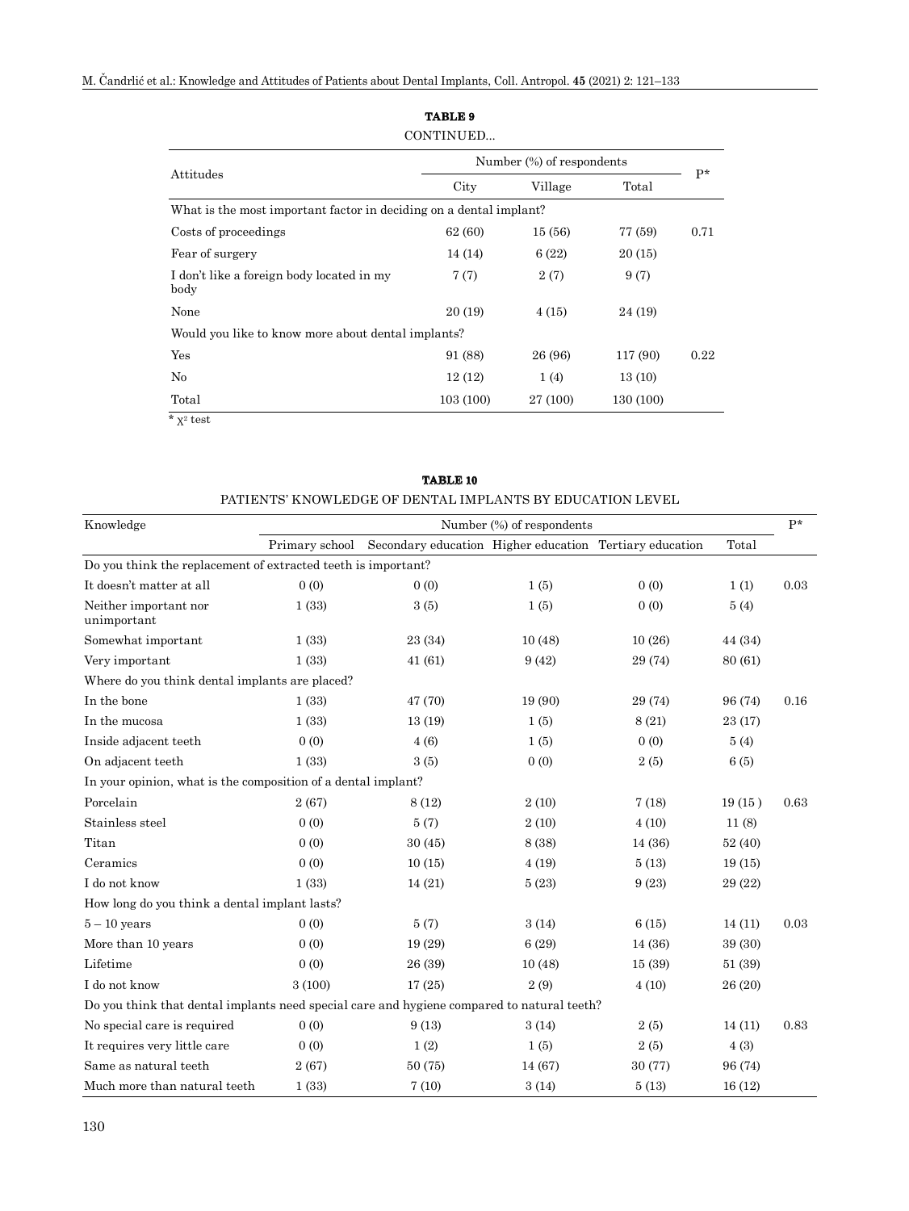**TABLE 9**

CONTINUED...

| Attitudes | Number (%) of respondents | | | P* |
|---|---|---|---|---|
| | City | Village | Total | |
| What is the most important factor in deciding on a dental implant? | | | | |
| Costs of proceedings | 62 (60) | 15 (56) | 77 (59) | 0.71 |
| Fear of surgery | 14 (14) | 6 (22) | 20 (15) | |
| I don't like a foreign body located in my body | 7 (7) | 2 (7) | 9 (7) | |
| None | 20 (19) | 4 (15) | 24 (19) | |
| Would you like to know more about dental implants? | | | | |
| Yes | 91 (88) | 26 (96) | 117 (90) | 0.22 |
| No | 12 (12) | 1 (4) | 13 (10) | |
| Total | 103 (100) | 27 (100) | 130 (100) | |

* $\chi^2$ test

**TABLE 10**

PATIENTS' KNOWLEDGE OF DENTAL IMPLANTS BY EDUCATION LEVEL

| Knowledge | Number (%) of respondents | | | | | P* |
|---|---|---|---|---|---|---|
| | Primary school | Secondary education | Higher education | Tertiary education | Total | |
| Do you think the replacement of extracted teeth is important? | | | | | | |
| It doesn't matter at all | 0 (0) | 0 (0) | 1 (5) | 0 (0) | 1 (1) | 0.03 |
| Neither important nor unimportant | 1 (33) | 3 (5) | 1 (5) | 0 (0) | 5 (4) | |
| Somewhat important | 1 (33) | 23 (34) | 10 (48) | 10 (26) | 44 (34) | |
| Very important | 1 (33) | 41 (61) | 9 (42) | 29 (74) | 80 (61) | |
| Where do you think dental implants are placed? | | | | | | |
| In the bone | 1 (33) | 47 (70) | 19 (90) | 29 (74) | 96 (74) | 0.16 |
| In the mucosa | 1 (33) | 13 (19) | 1 (5) | 8 (21) | 23 (17) | |
| Inside adjacent teeth | 0 (0) | 4 (6) | 1 (5) | 0 (0) | 5 (4) | |
| On adjacent teeth | 1 (33) | 3 (5) | 0 (0) | 2 (5) | 6 (5) | |
| In your opinion, what is the composition of a dental implant? | | | | | | |
| Porcelain | 2 (67) | 8 (12) | 2 (10) | 7 (18) | 19 (15 ) | 0.63 |
| Stainless steel | 0 (0) | 5 (7) | 2 (10) | 4 (10) | 11 (8) | |
| Titan | 0 (0) | 30 (45) | 8 (38) | 14 (36) | 52 (40) | |
| Ceramics | 0 (0) | 10 (15) | 4 (19) | 5 (13) | 19 (15) | |
| I do not know | 1 (33) | 14 (21) | 5 (23) | 9 (23) | 29 (22) | |
| How long do you think a dental implant lasts? | | | | | | |
| 5 – 10 years | 0 (0) | 5 (7) | 3 (14) | 6 (15) | 14 (11) | 0.03 |
| More than 10 years | 0 (0) | 19 (29) | 6 (29) | 14 (36) | 39 (30) | |
| Lifetime | 0 (0) | 26 (39) | 10 (48) | 15 (39) | 51 (39) | |
| I do not know | 3 (100) | 17 (25) | 2 (9) | 4 (10) | 26 (20) | |
| Do you think that dental implants need special care and hygiene compared to natural teeth? | | | | | | |
| No special care is required | 0 (0) | 9 (13) | 3 (14) | 2 (5) | 14 (11) | 0.83 |
| It requires very little care | 0 (0) | 1 (2) | 1 (5) | 2 (5) | 4 (3) | |
| Same as natural teeth | 2 (67) | 50 (75) | 14 (67) | 30 (77) | 96 (74) | |
| Much more than natural teeth | 1 (33) | 7 (10) | 3 (14) | 5 (13) | 16 (12) | |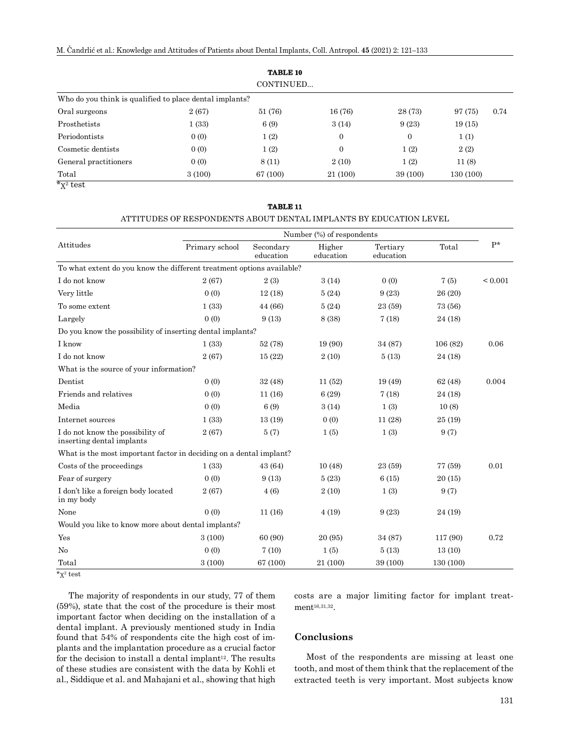**TABLE 10**

CONTINUED...

| | | | | | | |
|---|---|---|---|---|---|---|
| Who do you think is qualified to place dental implants? | | | | | | |
| Oral surgeons | 2 (67) | 51 (76) | 16 (76) | 28 (73) | 97 (75) | 0.74 |
| Prosthetists | 1 (33) | 6 (9) | 3 (14) | 9 (23) | 19 (15) | |
| Periodontists | 0 (0) | 1 (2) | 0 | 0 | 1 (1) | |
| Cosmetic dentists | 0 (0) | 1 (2) | 0 | 1 (2) | 2 (2) | |
| General practitioners | 0 (0) | 8 (11) | 2 (10) | 1 (2) | 11 (8) | |
| Total | 3 (100) | 67 (100) | 21 (100) | 39 (100) | 130 (100) | |

*$\chi^2$ test

**TABLE 11**

ATTITUDES OF RESPONDENTS ABOUT DENTAL IMPLANTS BY EDUCATION LEVEL

| Attitudes | Number (%) of respondents | | | | | P* |
|---|---|---|---|---|---|---|
| | Primary school | Secondary education | Higher education | Tertiary education | Total | |
| To what extent do you know the different treatment options available? | | | | | | |
| I do not know | 2 (67) | 2 (3) | 3 (14) | 0 (0) | 7 (5) | < 0.001 |
| Very little | 0 (0) | 12 (18) | 5 (24) | 9 (23) | 26 (20) | |
| To some extent | 1 (33) | 44 (66) | 5 (24) | 23 (59) | 73 (56) | |
| Largely | 0 (0) | 9 (13) | 8 (38) | 7 (18) | 24 (18) | |
| Do you know the possibility of inserting dental implants? | | | | | | |
| I know | 1 (33) | 52 (78) | 19 (90) | 34 (87) | 106 (82) | 0.06 |
| I do not know | 2 (67) | 15 (22) | 2 (10) | 5 (13) | 24 (18) | |
| What is the source of your information? | | | | | | |
| Dentist | 0 (0) | 32 (48) | 11 (52) | 19 (49) | 62 (48) | 0.004 |
| Friends and relatives | 0 (0) | 11 (16) | 6 (29) | 7 (18) | 24 (18) | |
| Media | 0 (0) | 6 (9) | 3 (14) | 1 (3) | 10 (8) | |
| Internet sources | 1 (33) | 13 (19) | 0 (0) | 11 (28) | 25 (19) | |
| I do not know the possibility of inserting dental implants | 2 (67) | 5 (7) | 1 (5) | 1 (3) | 9 (7) | |
| What is the most important factor in deciding on a dental implant? | | | | | | |
| Costs of the proceedings | 1 (33) | 43 (64) | 10 (48) | 23 (59) | 77 (59) | 0.01 |
| Fear of surgery | 0 (0) | 9 (13) | 5 (23) | 6 (15) | 20 (15) | |
| I don't like a foreign body located in my body | 2 (67) | 4 (6) | 2 (10) | 1 (3) | 9 (7) | |
| None | 0 (0) | 11 (16) | 4 (19) | 9 (23) | 24 (19) | |
| Would you like to know more about dental implants? | | | | | | |
| Yes | 3 (100) | 60 (90) | 20 (95) | 34 (87) | 117 (90) | 0.72 |
| No | 0 (0) | 7 (10) | 1 (5) | 5 (13) | 13 (10) | |
| Total | 3 (100) | 67 (100) | 21 (100) | 39 (100) | 130 (100) | |

*$\chi^2$ test

The majority of respondents in our study, 77 of them (59%), state that the cost of the procedure is their most important factor when deciding on the installation of a dental implant. A previously mentioned study in India found that 54% of respondents cite the high cost of implants and the implantation procedure as a crucial factor for the decision to install a dental implant[12]. The results of these studies are consistent with the data by Kohli et al., Siddique et al. and Mahajani et al., showing that high costs are a major limiting factor for implant treatment[16,31,32].

## Conclusions

Most of the respondents are missing at least one tooth, and most of them think that the replacement of the extracted teeth is very important. Most subjects know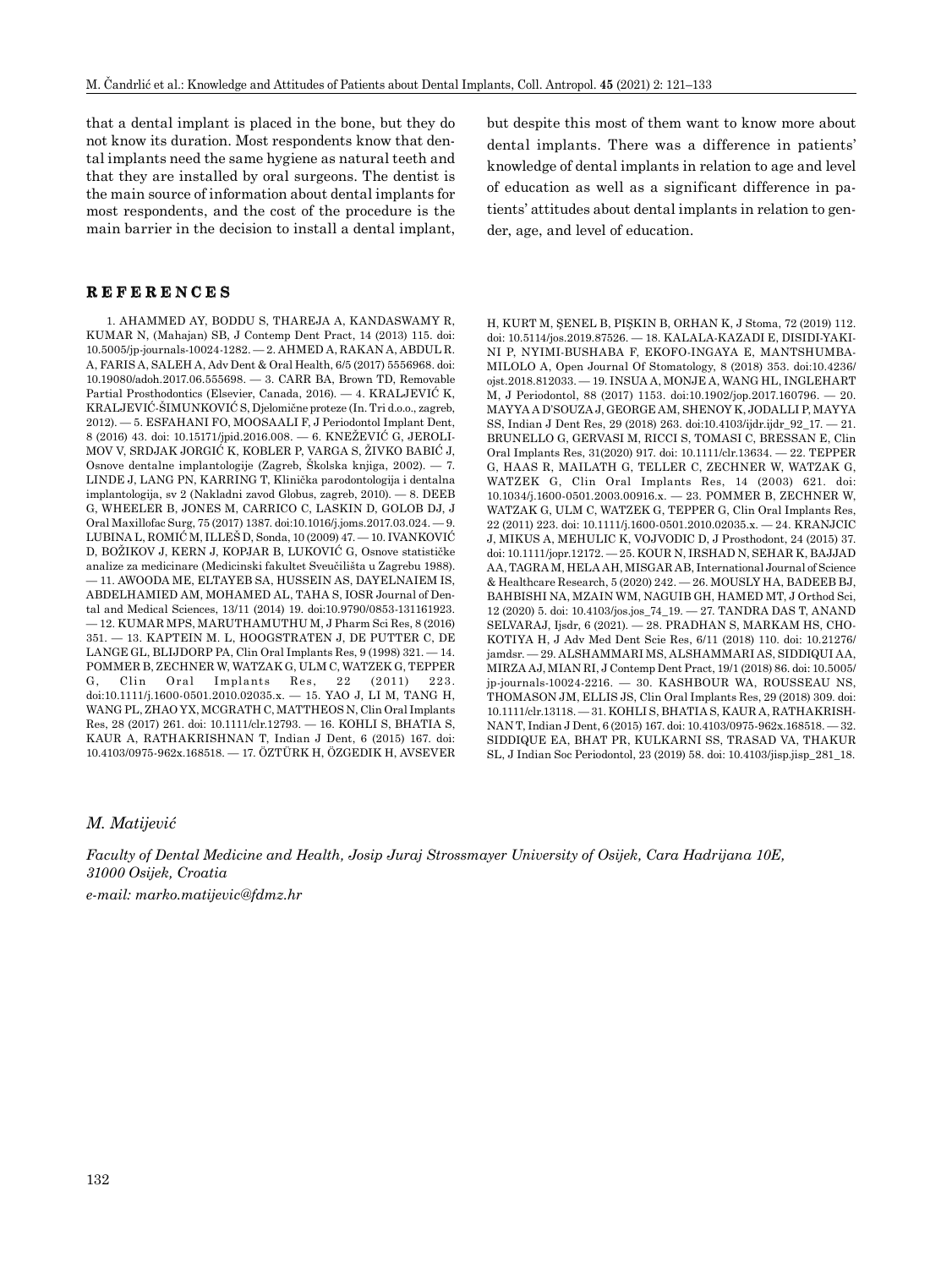that a dental implant is placed in the bone, but they do not know its duration. Most respondents know that dental implants need the same hygiene as natural teeth and that they are installed by oral surgeons. The dentist is the main source of information about dental implants for most respondents, and the cost of the procedure is the main barrier in the decision to install a dental implant, but despite this most of them want to know more about dental implants. There was a difference in patients' knowledge of dental implants in relation to age and level of education as well as a significant difference in patients' attitudes about dental implants in relation to gender, age, and level of education.

## REFERENCES

1. AHAMMED AY, BODDU S, THAREJA A, KANDASWAMY R, KUMAR N, (Mahajan) SB, J Contemp Dent Pract, 14 (2013) 115. doi: 10.5005/jp-journals-10024-1282. — 2. AHMED A, RAKAN A, ABDUL R. A, FARIS A, SALEH A, Adv Dent & Oral Health, 6/5 (2017) 5556968. doi: 10.19080/adoh.2017.06.555698. — 3. CARR BA, Brown TD, Removable Partial Prosthodontics (Elsevier, Canada, 2016). — 4. KRALJEVIĆ K, KRALJEVIĆ-ŠIMUNKOVIĆ S, Djelomične proteze (In. Tri d.o.o., zagreb, 2012). — 5. ESFAHANI FO, MOOSAALI F, J Periodontol Implant Dent, 8 (2016) 43. doi: 10.15171/jpid.2016.008. — 6. KNEŽEVIĆ G, JEROLIMOV V, SRDJAK JORGIĆ K, KOBLER P, VARGA S, ŽIVKO BABIĆ J, Osnove dentalne implantologije (Zagreb, Školska knjiga, 2002). — 7. LINDE J, LANG PN, KARRING T, Klinička parodontologija i dentalna implantologija, sv 2 (Nakladni zavod Globus, zagreb, 2010). — 8. DEEB G, WHEELER B, JONES M, CARRICO C, LASKIN D, GOLOB DJ, J Oral Maxillofac Surg, 75 (2017) 1387. doi:10.1016/j.joms.2017.03.024. — 9. LUBINA L, ROMIĆ M, ILLEŠ D, Sonda, 10 (2009) 47. — 10. IVANKOVIĆ D, BOŽIKOV J, KERN J, KOPJAR B, LUKOVIĆ G, Osnove statističke analize za medicinare (Medicinski fakultet Sveučilišta u Zagrebu 1988). — 11. AWOODA ME, ELTAYEB SA, HUSSEIN AS, DAYELNAIEM IS, ABDELHAMIED AM, MOHAMED AL, TAHA S, IOSR Journal of Dental and Medical Sciences, 13/11 (2014) 19. doi:10.9790/0853-131161923. — 12. KUMAR MPS, MARUTHAMUTHU M, J Pharm Sci Res, 8 (2016) 351. — 13. KAPTEIN M. L, HOOGSTRATEN J, DE PUTTER C, DE LANGE GL, BLIJDORP PA, Clin Oral Implants Res, 9 (1998) 321. — 14. POMMER B, ZECHNER W, WATZAK G, ULM C, WATZEK G, TEPPER G, Clin Oral Implants Res, 22 (2011) 223. doi:10.1111/j.1600-0501.2010.02035.x. — 15. YAO J, LI M, TANG H, WANG PL, ZHAO YX, MCGRATH C, MATTHEOS N, Clin Oral Implants Res, 28 (2017) 261. doi: 10.1111/clr.12793. — 16. KOHLI S, BHATIA S, KAUR A, RATHAKRISHNAN T, Indian J Dent, 6 (2015) 167. doi: 10.4103/0975-962x.168518. — 17. ÖZTÜRK H, ÖZGEDIK H, AVSEVER H, KURT M, ŞENEL B, PIŞKIN B, ORHAN K, J Stoma, 72 (2019) 112. doi: 10.5114/jos.2019.87526. — 18. KALALA-KAZADI E, DISIDI-YAKINI P, NYIMI-BUSHABA F, EKOFO-INGAYA E, MANTSHUMBA-MILOLO A, Open Journal Of Stomatology, 8 (2018) 353. doi:10.4236/ojst.2018.812033. — 19. INSUA A, MONJE A, WANG HL, INGLEHART M, J Periodontol, 88 (2017) 1153. doi:10.1902/jop.2017.160796. — 20. MAYYA A D'SOUZA J, GEORGE AM, SHENOY K, JODALLI P, MAYYA SS, Indian J Dent Res, 29 (2018) 263. doi:10.4103/ijdr.ijdr_92_17. — 21. BRUNELLO G, GERVASI M, RICCI S, TOMASI C, BRESSAN E, Clin Oral Implants Res, 31(2020) 917. doi: 10.1111/clr.13634. — 22. TEPPER G, HAAS R, MAILATH G, TELLER C, ZECHNER W, WATZAK G, WATZEK G, Clin Oral Implants Res, 14 (2003) 621. doi: 10.1034/j.1600-0501.2003.00916.x. — 23. POMMER B, ZECHNER W, WATZAK G, ULM C, WATZEK G, TEPPER G, Clin Oral Implants Res, 22 (2011) 223. doi: 10.1111/j.1600-0501.2010.02035.x. — 24. KRANJCIC J, MIKUS A, MEHULIC K, VOJVODIC D, J Prosthodont, 24 (2015) 37. doi: 10.1111/jopr.12172. — 25. KOUR N, IRSHAD N, SEHAR K, BAJJAD AA, TAGRA M, HELA AH, MISGAR AB, International Journal of Science & Healthcare Research, 5 (2020) 242. — 26. MOUSLY HA, BADEEB BJ, BAHBISHI NA, MZAIN WM, NAGUIB GH, HAMED MT, J Orthod Sci, 12 (2020) 5. doi: 10.4103/jos.jos_74_19. — 27. TANDRA DAS T, ANAND SELVARAJ, Ijsdr, 6 (2021). — 28. PRADHAN S, MARKAM HS, CHOKOTIYA H, J Adv Med Dent Scie Res, 6/11 (2018) 110. doi: 10.21276/jamdsr. — 29. ALSHAMMARI MS, ALSHAMMARI AS, SIDDIQUI AA, MIRZA AJ, MIAN RI, J Contemp Dent Pract, 19/1 (2018) 86. doi: 10.5005/jp-journals-10024-2216. — 30. KASHBOUR WA, ROUSSEAU NS, THOMASON JM, ELLIS JS, Clin Oral Implants Res, 29 (2018) 309. doi: 10.1111/clr.13118. — 31. KOHLI S, BHATIA S, KAUR A, RATHAKRISHNAN T, Indian J Dent, 6 (2015) 167. doi: 10.4103/0975-962x.168518. — 32. SIDDIQUE EA, BHAT PR, KULKARNI SS, TRASAD VA, THAKUR SL, J Indian Soc Periodontol, 23 (2019) 58. doi: 10.4103/jisp.jisp_281_18.

*M. Matijević*

*Faculty of Dental Medicine and Health, Josip Juraj Strossmayer University of Osijek, Cara Hadrijana 10E, 31000 Osijek, Croatia*
*e-mail: marko.matijevic@fdmz.hr*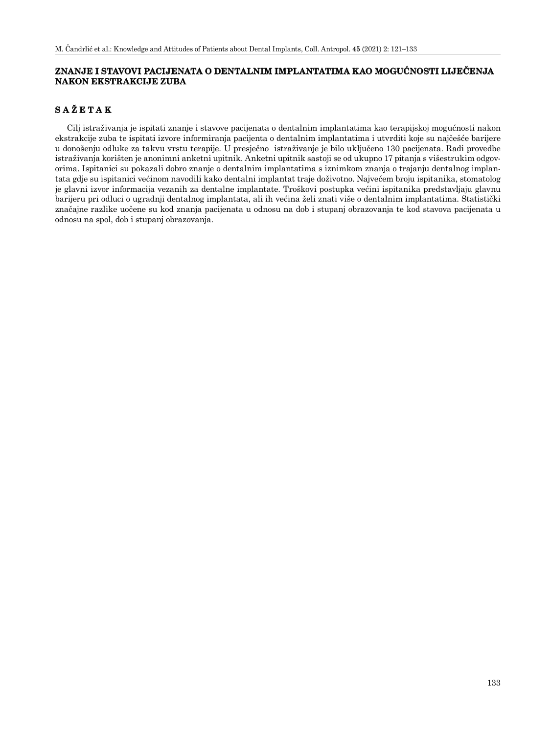## ZNANJE I STAVOVI PACIJENATA O DENTALNIM IMPLANTATIMA KAO MOGUĆNOSTI LIJEČENJA NAKON EKSTRAKCIJE ZUBA

### S A Ž E T A K

Cilj istraživanja je ispitati znanje i stavove pacijenata o dentalnim implantatima kao terapijskoj mogućnosti nakon ekstrakcije zuba te ispitati izvore informiranja pacijenta o dentalnim implantatima i utvrditi koje su najčešće barijere u donošenju odluke za takvu vrstu terapije. U presječno istraživanje je bilo uključeno 130 pacijenata. Radi provedbe istraživanja korišten je anonimni anketni upitnik. Anketni upitnik sastoji se od ukupno 17 pitanja s višestrukim odgovorima. Ispitanici su pokazali dobro znanje o dentalnim implantatima s iznimkom znanja o trajanju dentalnog implantata gdje su ispitanici većinom navodili kako dentalni implantat traje doživotno. Najvećem broju ispitanika, stomatolog je glavni izvor informacija vezanih za dentalne implantate. Troškovi postupka većini ispitanika predstavljaju glavnu barijeru pri odluci o ugradnji dentalnog implantata, ali ih većina želi znati više o dentalnim implantatima. Statistički značajne razlike uočene su kod znanja pacijenata u odnosu na dob i stupanj obrazovanja te kod stavova pacijenata u odnosu na spol, dob i stupanj obrazovanja.